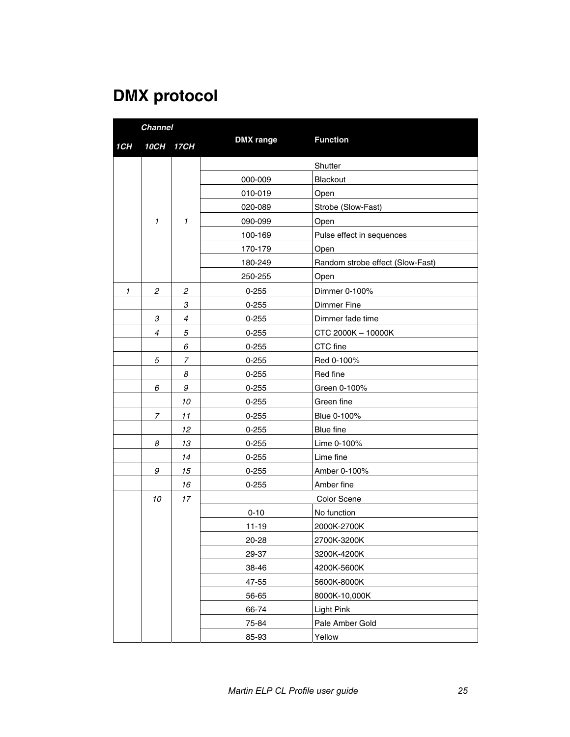# DMX protocol

| Channel | | | DMX range | Function |
|---|---|---|---|---|
| 1CH | 10CH | 17CH | | |
| | 1 | 1 | | Shutter |
| | | | 000-009 | Blackout |
| | | | 010-019 | Open |
| | | | 020-089 | Strobe (Slow-Fast) |
| | | | 090-099 | Open |
| | | | 100-169 | Pulse effect in sequences |
| | | | 170-179 | Open |
| | | | 180-249 | Random strobe effect (Slow-Fast) |
| | | | 250-255 | Open |
| 1 | 2 | 2 | 0-255 | Dimmer 0-100% |
| | | 3 | 0-255 | Dimmer Fine |
| | 3 | 4 | 0-255 | Dimmer fade time |
| | 4 | 5 | 0-255 | CTC 2000K – 10000K |
| | | 6 | 0-255 | CTC fine |
| | 5 | 7 | 0-255 | Red 0-100% |
| | | 8 | 0-255 | Red fine |
| | 6 | 9 | 0-255 | Green 0-100% |
| | | 10 | 0-255 | Green fine |
| | 7 | 11 | 0-255 | Blue 0-100% |
| | | 12 | 0-255 | Blue fine |
| | 8 | 13 | 0-255 | Lime 0-100% |
| | | 14 | 0-255 | Lime fine |
| | 9 | 15 | 0-255 | Amber 0-100% |
| | | 16 | 0-255 | Amber fine |
| | 10 | 17 | | Color Scene |
| | | | 0-10 | No function |
| | | | 11-19 | 2000K-2700K |
| | | | 20-28 | 2700K-3200K |
| | | | 29-37 | 3200K-4200K |
| | | | 38-46 | 4200K-5600K |
| | | | 47-55 | 5600K-8000K |
| | | | 56-65 | 8000K-10,000K |
| | | | 66-74 | Light Pink |
| | | | 75-84 | Pale Amber Gold |
| | | | 85-93 | Yellow |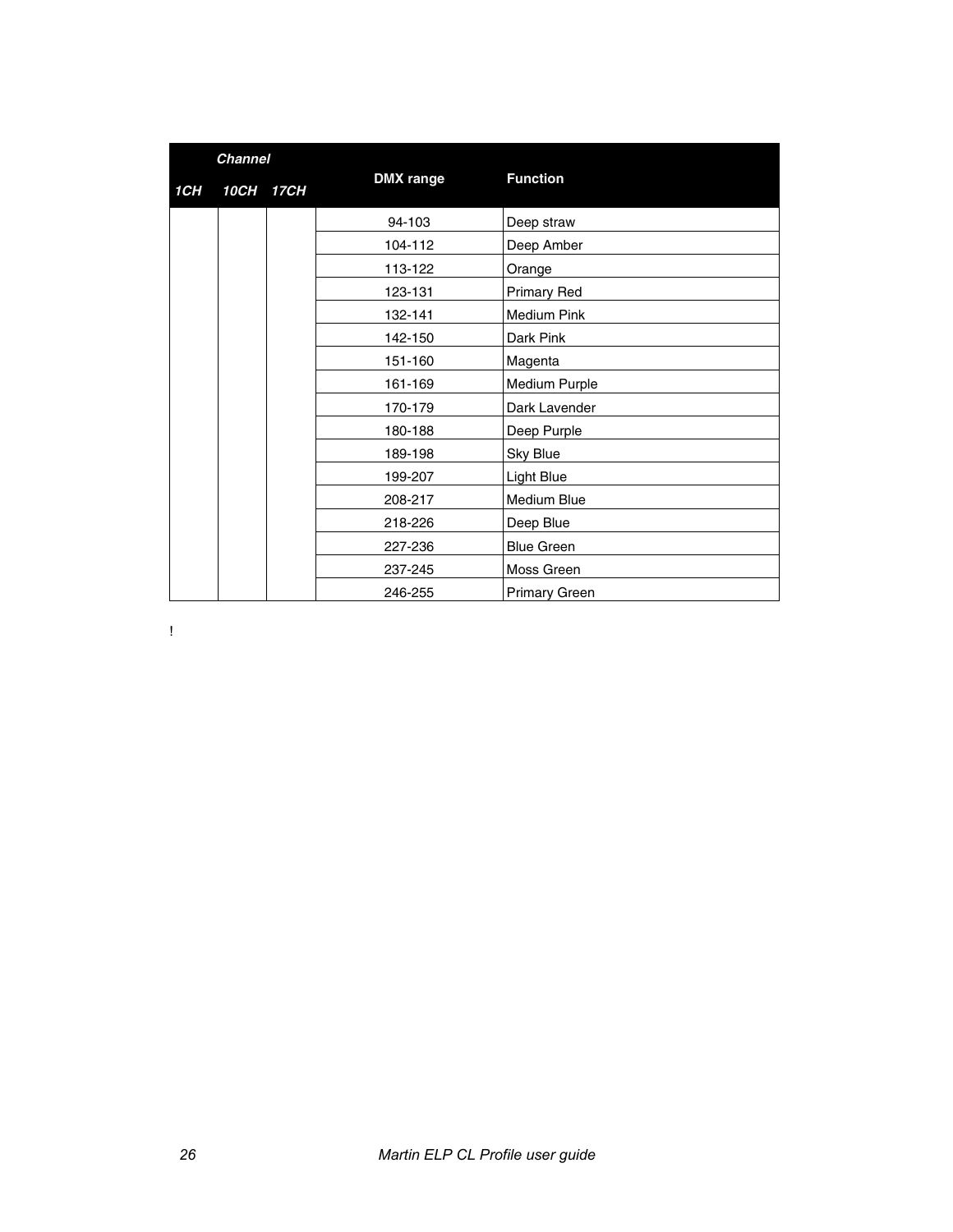| Channel | | | DMX range | Function |
|---|---|---|---|---|
| 1CH | 10CH | 17CH | | |
| | | | 94-103 | Deep straw |
| | | | 104-112 | Deep Amber |
| | | | 113-122 | Orange |
| | | | 123-131 | Primary Red |
| | | | 132-141 | Medium Pink |
| | | | 142-150 | Dark Pink |
| | | | 151-160 | Magenta |
| | | | 161-169 | Medium Purple |
| | | | 170-179 | Dark Lavender |
| | | | 180-188 | Deep Purple |
| | | | 189-198 | Sky Blue |
| | | | 199-207 | Light Blue |
| | | | 208-217 | Medium Blue |
| | | | 218-226 | Deep Blue |
| | | | 227-236 | Blue Green |
| | | | 237-245 | Moss Green |
| | | | 246-255 | Primary Green |

!